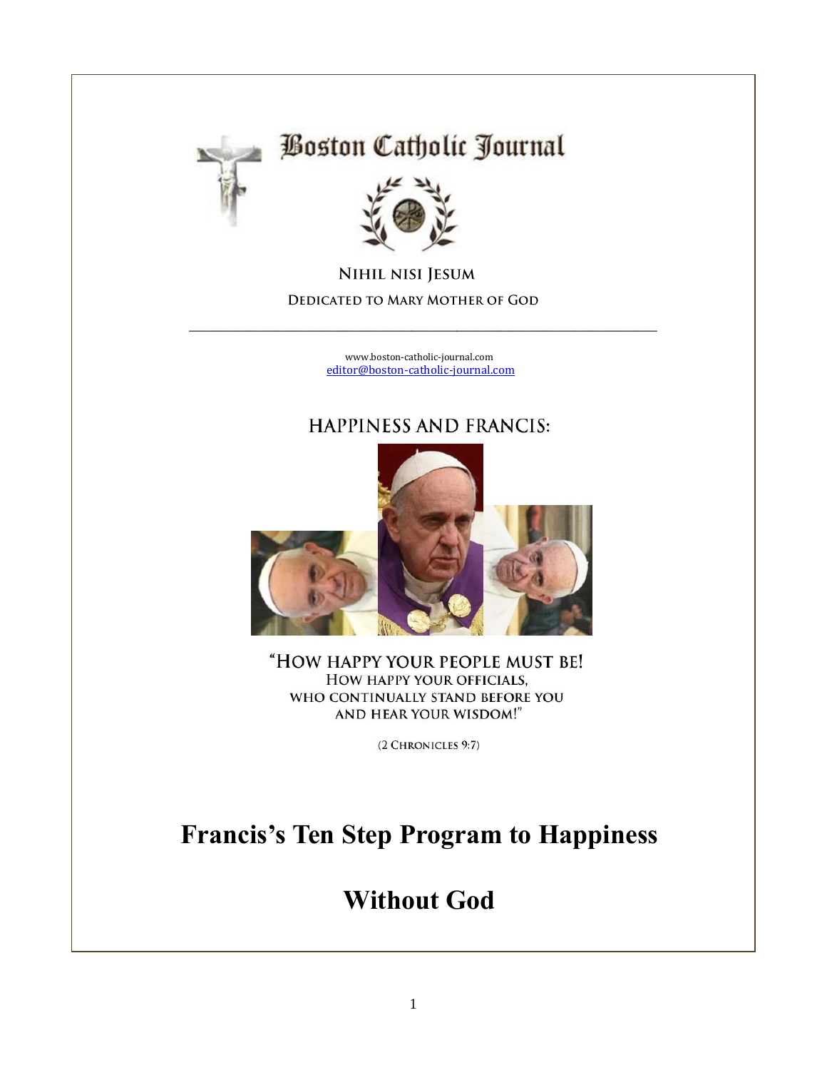# Boston Catholic Journal

NIHIL NISI JESUM

DEDICATED TO MARY MOTHER OF GOD

---

www.boston-catholic-journal.com
editor@boston-catholic-journal.com

## HAPPINESS AND FRANCIS:

"HOW HAPPY YOUR PEOPLE MUST BE!
HOW HAPPY YOUR OFFICIALS,
WHO CONTINUALLY STAND BEFORE YOU
AND HEAR YOUR WISDOM!"

(2 CHRONICLES 9:7)

# Francis's Ten Step Program to Happiness

# Without God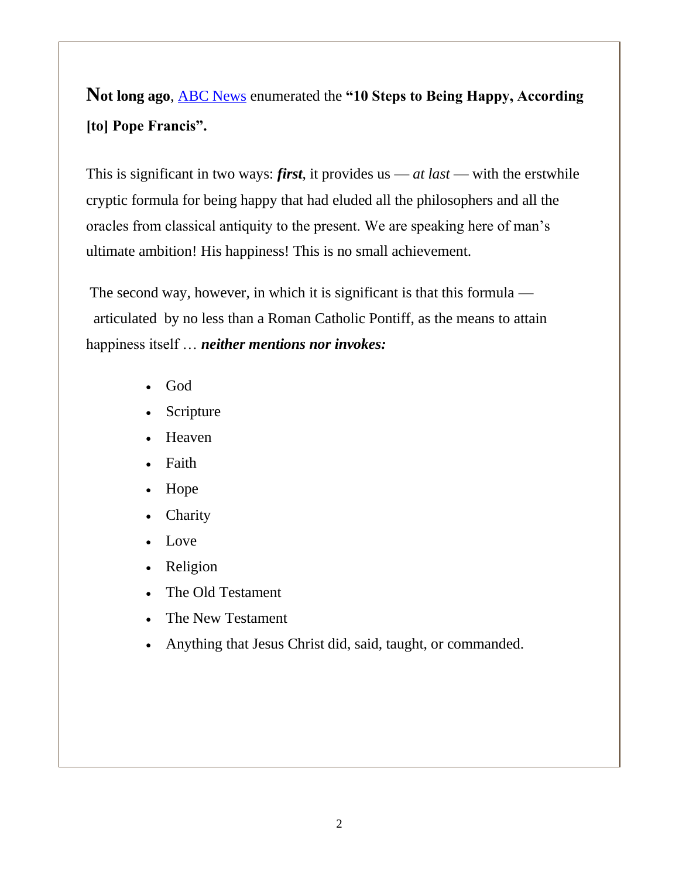**Not long ago**, ABC News enumerated the **"10 Steps to Being Happy, According [to] Pope Francis".**

This is significant in two ways: ***first***, it provides us — *at last* — with the erstwhile cryptic formula for being happy that had eluded all the philosophers and all the oracles from classical antiquity to the present. We are speaking here of man's ultimate ambition! His happiness! This is no small achievement.

The second way, however, in which it is significant is that this formula — articulated by no less than a Roman Catholic Pontiff, as the means to attain happiness itself … ***neither mentions nor invokes:***

- God
- Scripture
- Heaven
- Faith
- Hope
- Charity
- Love
- Religion
- The Old Testament
- The New Testament
- Anything that Jesus Christ did, said, taught, or commanded.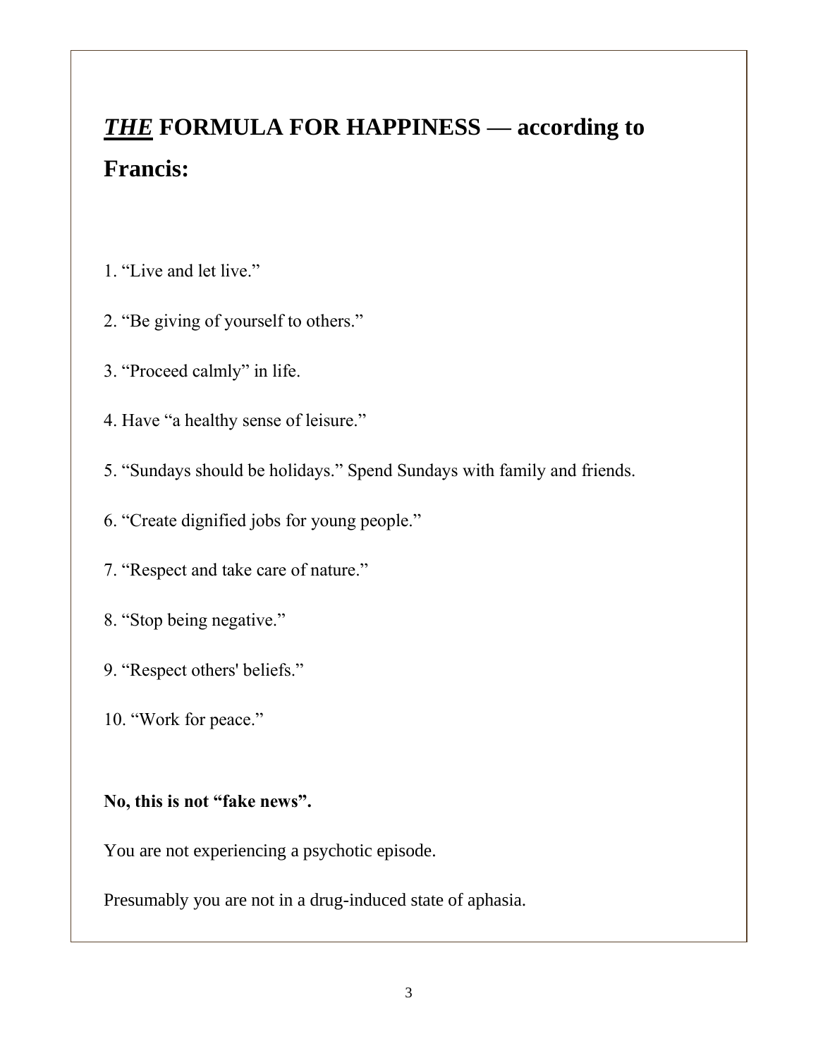# ***THE*** FORMULA FOR HAPPINESS — according to Francis:

1. "Live and let live."

2. "Be giving of yourself to others."

3. "Proceed calmly" in life.

4. Have "a healthy sense of leisure."

5. "Sundays should be holidays." Spend Sundays with family and friends.

6. "Create dignified jobs for young people."

7. "Respect and take care of nature."

8. "Stop being negative."

9. "Respect others' beliefs."

10. "Work for peace."

**No, this is not "fake news".**

You are not experiencing a psychotic episode.

Presumably you are not in a drug-induced state of aphasia.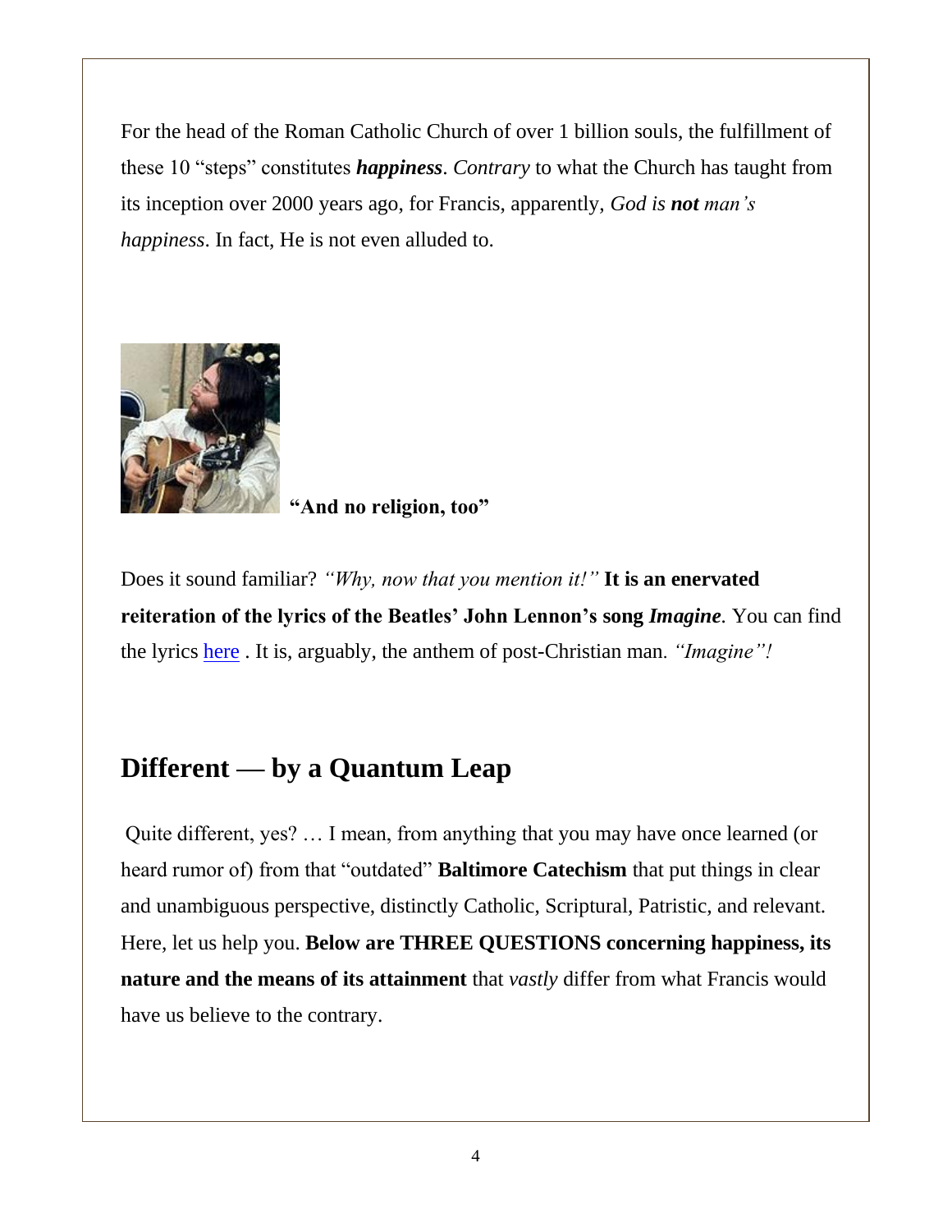For the head of the Roman Catholic Church of over 1 billion souls, the fulfillment of these 10 "steps" constitutes ***happiness***. *Contrary* to what the Church has taught from its inception over 2000 years ago, for Francis, apparently, *God is **not** man's happiness*. In fact, He is not even alluded to.

**"And no religion, too"**

Does it sound familiar? *"Why, now that you mention it!"* **It is an enervated reiteration of the lyrics of the Beatles' John Lennon's song *Imagine*.** You can find the lyrics here . It is, arguably, the anthem of post-Christian man. *"Imagine"!*

## Different — by a Quantum Leap

Quite different, yes? … I mean, from anything that you may have once learned (or heard rumor of) from that "outdated" **Baltimore Catechism** that put things in clear and unambiguous perspective, distinctly Catholic, Scriptural, Patristic, and relevant. Here, let us help you. **Below are THREE QUESTIONS concerning happiness, its nature and the means of its attainment** that *vastly* differ from what Francis would have us believe to the contrary.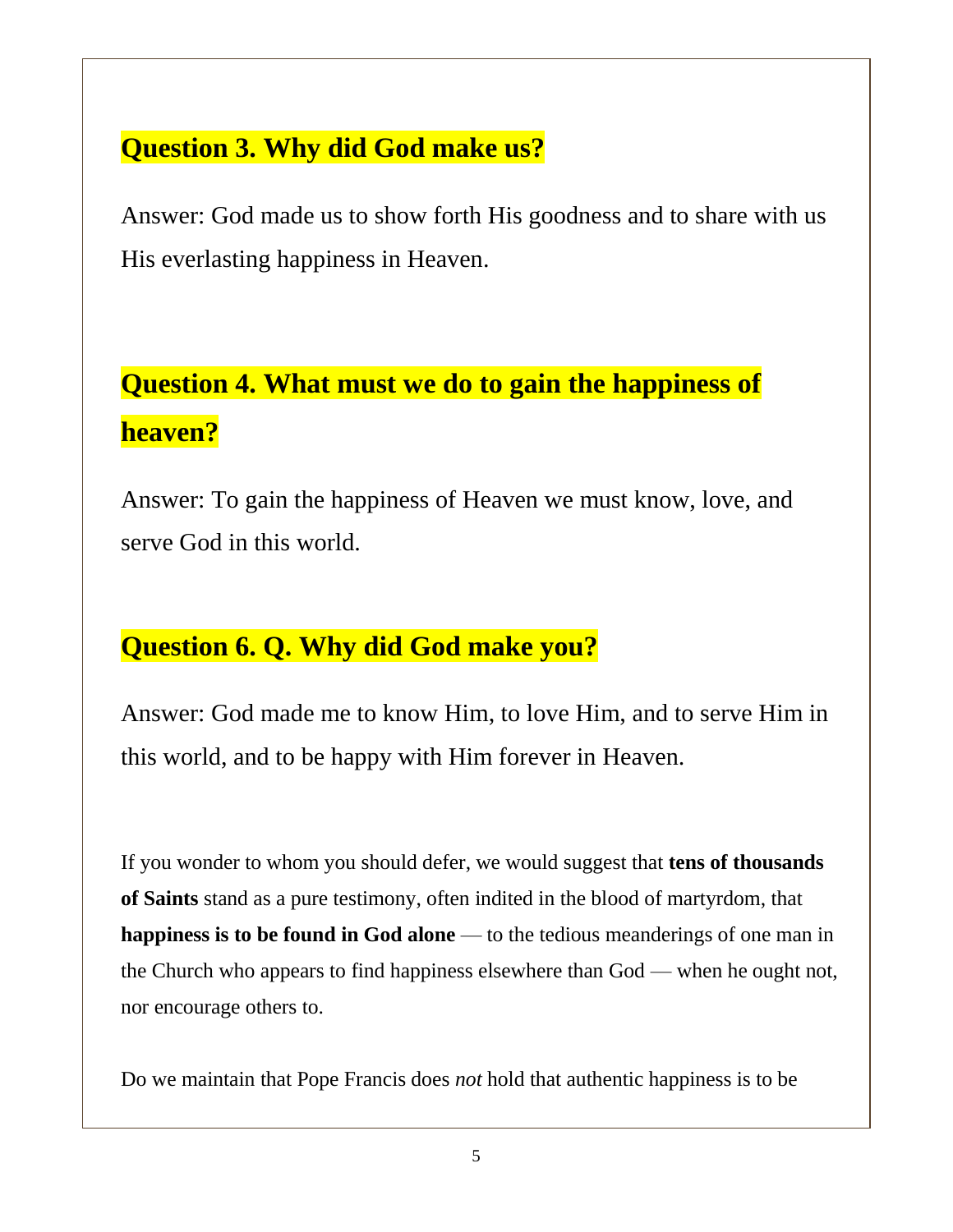## Question 3. Why did God make us?

Answer: God made us to show forth His goodness and to share with us His everlasting happiness in Heaven.

## Question 4. What must we do to gain the happiness of heaven?

Answer: To gain the happiness of Heaven we must know, love, and serve God in this world.

## Question 6. Q. Why did God make you?

Answer: God made me to know Him, to love Him, and to serve Him in this world, and to be happy with Him forever in Heaven.

If you wonder to whom you should defer, we would suggest that **tens of thousands of Saints** stand as a pure testimony, often indited in the blood of martyrdom, that **happiness is to be found in God alone** — to the tedious meanderings of one man in the Church who appears to find happiness elsewhere than God — when he ought not, nor encourage others to.

Do we maintain that Pope Francis does *not* hold that authentic happiness is to be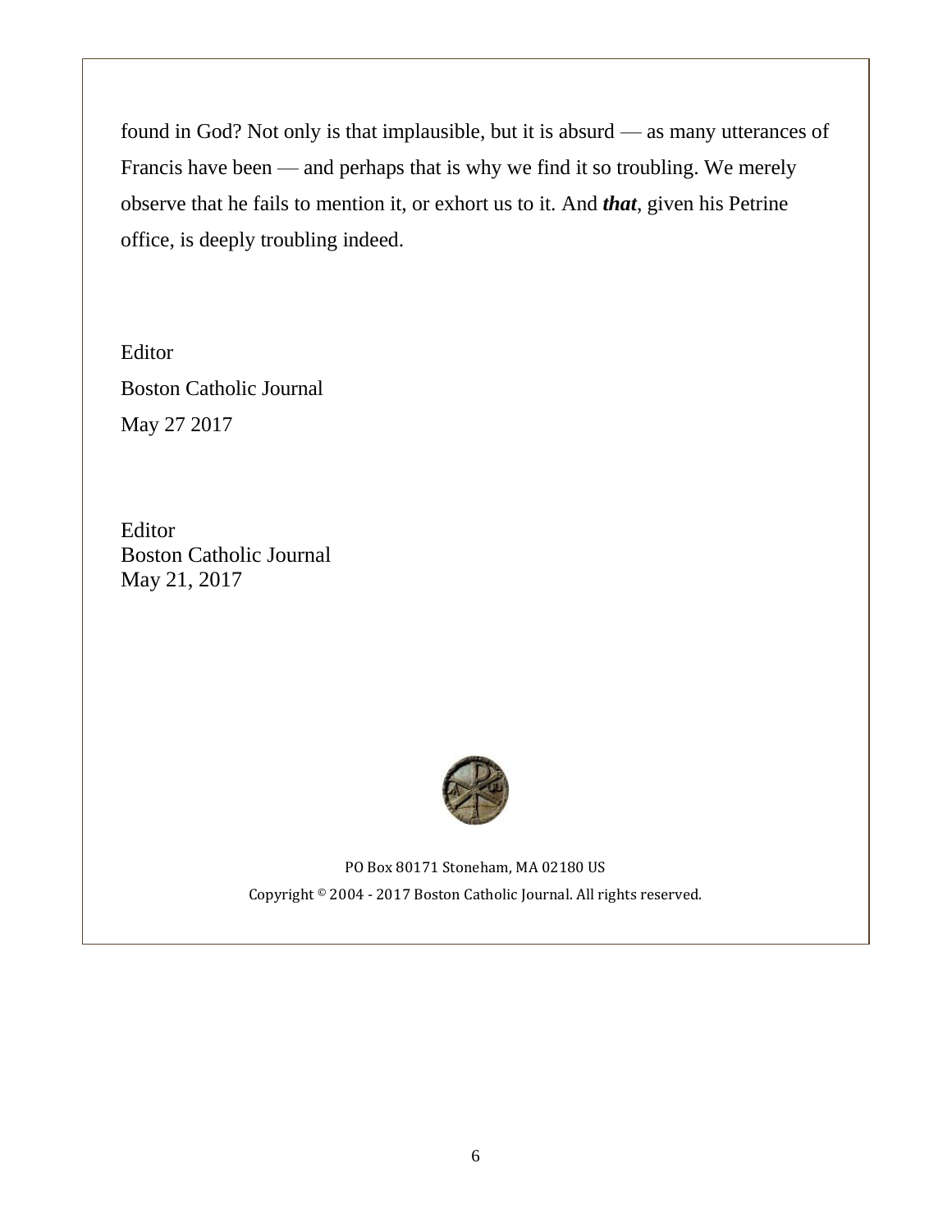found in God? Not only is that implausible, but it is absurd — as many utterances of Francis have been — and perhaps that is why we find it so troubling. We merely observe that he fails to mention it, or exhort us to it. And ***that***, given his Petrine office, is deeply troubling indeed.

Editor
Boston Catholic Journal
May 27 2017

Editor
Boston Catholic Journal
May 21, 2017

PO Box 80171 Stoneham, MA 02180 US

Copyright © 2004 - 2017 Boston Catholic Journal. All rights reserved.